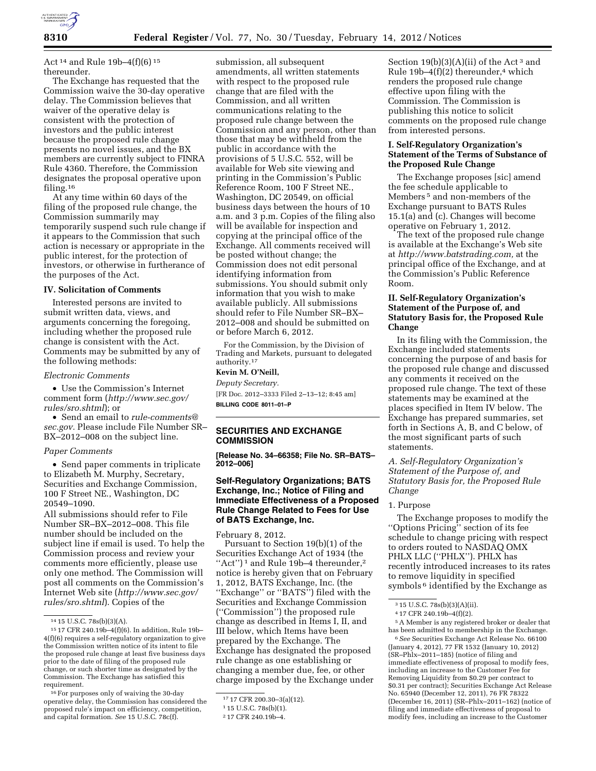Act [14] and Rule 19b–4(f)(6) [15] thereunder.

The Exchange has requested that the Commission waive the 30-day operative delay. The Commission believes that waiver of the operative delay is consistent with the protection of investors and the public interest because the proposed rule change presents no novel issues, and the BX members are currently subject to FINRA Rule 4360. Therefore, the Commission designates the proposal operative upon filing.[16]

At any time within 60 days of the filing of the proposed rule change, the Commission summarily may temporarily suspend such rule change if it appears to the Commission that such action is necessary or appropriate in the public interest, for the protection of investors, or otherwise in furtherance of the purposes of the Act.

## IV. Solicitation of Comments

Interested persons are invited to submit written data, views, and arguments concerning the foregoing, including whether the proposed rule change is consistent with the Act. Comments may be submitted by any of the following methods:

*Electronic Comments*

- Use the Commission's Internet comment form (*http://www.sec.gov/rules/sro.shtml*); or
- Send an email to *rule-comments@sec.gov.* Please include File Number SR–BX–2012–008 on the subject line.

*Paper Comments*

- Send paper comments in triplicate to Elizabeth M. Murphy, Secretary, Securities and Exchange Commission, 100 F Street NE., Washington, DC 20549–1090.

All submissions should refer to File Number SR–BX–2012–008. This file number should be included on the subject line if email is used. To help the Commission process and review your comments more efficiently, please use only one method. The Commission will post all comments on the Commission's Internet Web site (*http://www.sec.gov/rules/sro.shtml*). Copies of the submission, all subsequent amendments, all written statements with respect to the proposed rule change that are filed with the Commission, and all written communications relating to the proposed rule change between the Commission and any person, other than those that may be withheld from the public in accordance with the provisions of 5 U.S.C. 552, will be available for Web site viewing and printing in the Commission's Public Reference Room, 100 F Street NE., Washington, DC 20549, on official business days between the hours of 10 a.m. and 3 p.m. Copies of the filing also will be available for inspection and copying at the principal office of the Exchange. All comments received will be posted without change; the Commission does not edit personal identifying information from submissions. You should submit only information that you wish to make available publicly. All submissions should refer to File Number SR–BX–2012–008 and should be submitted on or before March 6, 2012.

For the Commission, by the Division of Trading and Markets, pursuant to delegated authority.[17]

**Kevin M. O'Neill,**

*Deputy Secretary.*

[FR Doc. 2012–3333 Filed 2–13–12; 8:45 am]

**BILLING CODE 8011–01–P**

---

[14] 15 U.S.C. 78s(b)(3)(A).

[15] 17 CFR 240.19b–4(f)(6). In addition, Rule 19b–4(f)(6) requires a self-regulatory organization to give the Commission written notice of its intent to file the proposed rule change at least five business days prior to the date of filing of the proposed rule change, or such shorter time as designated by the Commission. The Exchange has satisfied this requirement.

[16] For purposes only of waiving the 30-day operative delay, the Commission has considered the proposed rule's impact on efficiency, competition, and capital formation. *See* 15 U.S.C. 78c(f).

[17] 17 CFR 200.30–3(a)(12).

---

## SECURITIES AND EXCHANGE COMMISSION

**[Release No. 34–66358; File No. SR–BATS–2012–006]**

### Self-Regulatory Organizations; BATS Exchange, Inc.; Notice of Filing and Immediate Effectiveness of a Proposed Rule Change Related to Fees for Use of BATS Exchange, Inc.

February 8, 2012.

Pursuant to Section 19(b)(1) of the Securities Exchange Act of 1934 (the "Act") [1] and Rule 19b–4 thereunder,[2] notice is hereby given that on February 1, 2012, BATS Exchange, Inc. (the "Exchange" or "BATS") filed with the Securities and Exchange Commission ("Commission") the proposed rule change as described in Items I, II, and III below, which Items have been prepared by the Exchange. The Exchange has designated the proposed rule change as one establishing or changing a member due, fee, or other charge imposed by the Exchange under Section 19(b)(3)(A)(ii) of the Act [3] and Rule 19b–4(f)(2) thereunder,[4] which renders the proposed rule change effective upon filing with the Commission. The Commission is publishing this notice to solicit comments on the proposed rule change from interested persons.

#### I. Self-Regulatory Organization's Statement of the Terms of Substance of the Proposed Rule Change

The Exchange proposes [sic] amend the fee schedule applicable to Members [5] and non-members of the Exchange pursuant to BATS Rules 15.1(a) and (c). Changes will become operative on February 1, 2012.

The text of the proposed rule change is available at the Exchange's Web site at *http://www.batstrading.com,* at the principal office of the Exchange, and at the Commission's Public Reference Room.

#### II. Self-Regulatory Organization's Statement of the Purpose of, and Statutory Basis for, the Proposed Rule Change

In its filing with the Commission, the Exchange included statements concerning the purpose of and basis for the proposed rule change and discussed any comments it received on the proposed rule change. The text of these statements may be examined at the places specified in Item IV below. The Exchange has prepared summaries, set forth in Sections A, B, and C below, of the most significant parts of such statements.

*A. Self-Regulatory Organization's Statement of the Purpose of, and Statutory Basis for, the Proposed Rule Change*

1. Purpose

The Exchange proposes to modify the "Options Pricing" section of its fee schedule to change pricing with respect to orders routed to NASDAQ OMX PHLX LLC ("PHLX"). PHLX has recently introduced increases to its rates to remove liquidity in specified symbols [6] identified by the Exchange as

---

[1] 15 U.S.C. 78s(b)(1).

[2] 17 CFR 240.19b–4.

[3] 15 U.S.C. 78s(b)(3)(A)(ii).

[4] 17 CFR 240.19b–4(f)(2).

[5] A Member is any registered broker or dealer that has been admitted to membership in the Exchange.

[6] *See* Securities Exchange Act Release No. 66100 (January 4, 2012), 77 FR 1532 (January 10, 2012) (SR–Phlx–2011–185) (notice of filing and immediate effectiveness of proposal to modify fees, including an increase to the Customer Fee for Removing Liquidity from $0.29 per contract to $0.31 per contract); Securities Exchange Act Release No. 65940 (December 12, 2011), 76 FR 78322 (December 16, 2011) (SR–Phlx–2011–162) (notice of filing and immediate effectiveness of proposal to modify fees, including an increase to the Customer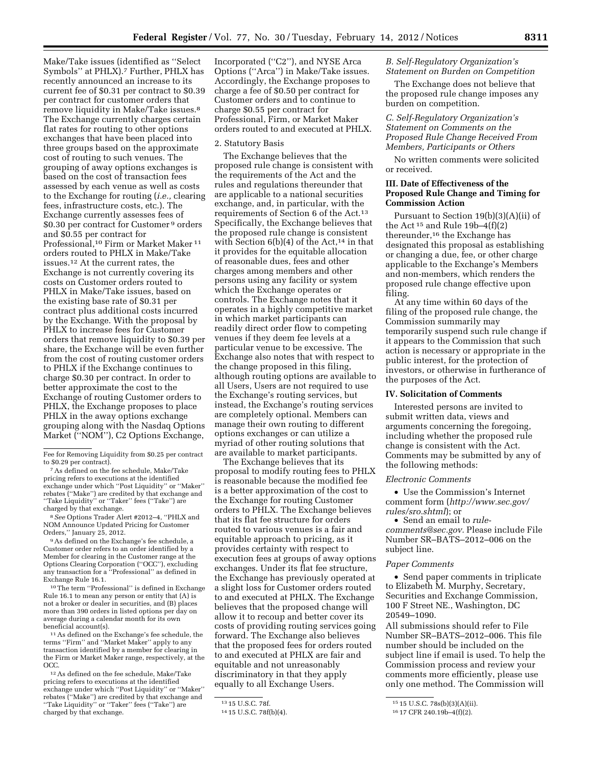Make/Take issues (identified as "Select Symbols" at PHLX).[7] Further, PHLX has recently announced an increase to its current fee of $0.31 per contract to $0.39 per contract for customer orders that remove liquidity in Make/Take issues.[8] The Exchange currently charges certain flat rates for routing to other options exchanges that have been placed into three groups based on the approximate cost of routing to such venues. The grouping of away options exchanges is based on the cost of transaction fees assessed by each venue as well as costs to the Exchange for routing (*i.e.,* clearing fees, infrastructure costs, etc.). The Exchange currently assesses fees of $0.30 per contract for Customer[9] orders and $0.55 per contract for Professional,[10] Firm or Market Maker[11] orders routed to PHLX in Make/Take issues.[12] At the current rates, the Exchange is not currently covering its costs on Customer orders routed to PHLX in Make/Take issues, based on the existing base rate of $0.31 per contract plus additional costs incurred by the Exchange. With the proposal by PHLX to increase fees for Customer orders that remove liquidity to $0.39 per share, the Exchange will be even further from the cost of routing customer orders to PHLX if the Exchange continues to charge $0.30 per contract. In order to better approximate the cost to the Exchange of routing Customer orders to PHLX, the Exchange proposes to place PHLX in the away options exchange grouping along with the Nasdaq Options Market ("NOM"), C2 Options Exchange, Incorporated ("C2"), and NYSE Arca Options ("Arca") in Make/Take issues. Accordingly, the Exchange proposes to charge a fee of $0.50 per contract for Customer orders and to continue to charge $0.55 per contract for Professional, Firm, or Market Maker orders routed to and executed at PHLX.

2. Statutory Basis

The Exchange believes that the proposed rule change is consistent with the requirements of the Act and the rules and regulations thereunder that are applicable to a national securities exchange, and, in particular, with the requirements of Section 6 of the Act.[13] Specifically, the Exchange believes that the proposed rule change is consistent with Section 6(b)(4) of the Act,[14] in that it provides for the equitable allocation of reasonable dues, fees and other charges among members and other persons using any facility or system which the Exchange operates or controls. The Exchange notes that it operates in a highly competitive market in which market participants can readily direct order flow to competing venues if they deem fee levels at a particular venue to be excessive. The Exchange also notes that with respect to the change proposed in this filing, although routing options are available to all Users, Users are not required to use the Exchange's routing services, but instead, the Exchange's routing services are completely optional. Members can manage their own routing to different options exchanges or can utilize a myriad of other routing solutions that are available to market participants.

The Exchange believes that its proposal to modify routing fees to PHLX is reasonable because the modified fee is a better approximation of the cost to the Exchange for routing Customer orders to PHLX. The Exchange believes that its flat fee structure for orders routed to various venues is a fair and equitable approach to pricing, as it provides certainty with respect to execution fees at groups of away options exchanges. Under its flat fee structure, the Exchange has previously operated at a slight loss for Customer orders routed to and executed at PHLX. The Exchange believes that the proposed change will allow it to recoup and better cover its costs of providing routing services going forward. The Exchange also believes that the proposed fees for orders routed to and executed at PHLX are fair and equitable and not unreasonably discriminatory in that they apply equally to all Exchange Users.

### B. Self-Regulatory Organization's Statement on Burden on Competition

The Exchange does not believe that the proposed rule change imposes any burden on competition.

### C. Self-Regulatory Organization's Statement on Comments on the Proposed Rule Change Received From Members, Participants or Others

No written comments were solicited or received.

## III. Date of Effectiveness of the Proposed Rule Change and Timing for Commission Action

Pursuant to Section 19(b)(3)(A)(ii) of the Act[15] and Rule 19b–4(f)(2) thereunder,[16] the Exchange has designated this proposal as establishing or changing a due, fee, or other charge applicable to the Exchange's Members and non-members, which renders the proposed rule change effective upon filing.

At any time within 60 days of the filing of the proposed rule change, the Commission summarily may temporarily suspend such rule change if it appears to the Commission that such action is necessary or appropriate in the public interest, for the protection of investors, or otherwise in furtherance of the purposes of the Act.

## IV. Solicitation of Comments

Interested persons are invited to submit written data, views and arguments concerning the foregoing, including whether the proposed rule change is consistent with the Act. Comments may be submitted by any of the following methods:

*Electronic Comments*

- Use the Commission's Internet comment form (*http://www.sec.gov/rules/sro.shtml*); or
- Send an email to *rule-comments@sec.gov.* Please include File Number SR–BATS–2012–006 on the subject line.

*Paper Comments*

- Send paper comments in triplicate to Elizabeth M. Murphy, Secretary, Securities and Exchange Commission, 100 F Street NE., Washington, DC 20549–1090.

All submissions should refer to File Number SR–BATS–2012–006. This file number should be included on the subject line if email is used. To help the Commission process and review your comments more efficiently, please use only one method. The Commission will

---

Fee for Removing Liquidity from $0.25 per contract to $0.29 per contract).

[7] As defined on the fee schedule, Make/Take pricing refers to executions at the identified exchange under which "Post Liquidity" or "Maker" rebates ("Make") are credited by that exchange and "Take Liquidity" or "Taker" fees ("Take") are charged by that exchange.

[8] *See* Options Trader Alert #2012–4, "PHLX and NOM Announce Updated Pricing for Customer Orders," January 25, 2012.

[9] As defined on the Exchange's fee schedule, a Customer order refers to an order identified by a Member for clearing in the Customer range at the Options Clearing Corporation ("OCC"), excluding any transaction for a "Professional" as defined in Exchange Rule 16.1.

[10] The term "Professional" is defined in Exchange Rule 16.1 to mean any person or entity that (A) is not a broker or dealer in securities, and (B) places more than 390 orders in listed options per day on average during a calendar month for its own beneficial account(s).

[11] As defined on the Exchange's fee schedule, the terms "Firm" and "Market Maker" apply to any transaction identified by a member for clearing in the Firm or Market Maker range, respectively, at the OCC.

[12] As defined on the fee schedule, Make/Take pricing refers to executions at the identified exchange under which "Post Liquidity" or "Maker" rebates ("Make") are credited by that exchange and "Take Liquidity" or "Taker" fees ("Take") are charged by that exchange.

[13] 15 U.S.C. 78f.

[14] 15 U.S.C. 78f(b)(4).

[15] 15 U.S.C. 78s(b)(3)(A)(ii).

[16] 17 CFR 240.19b–4(f)(2).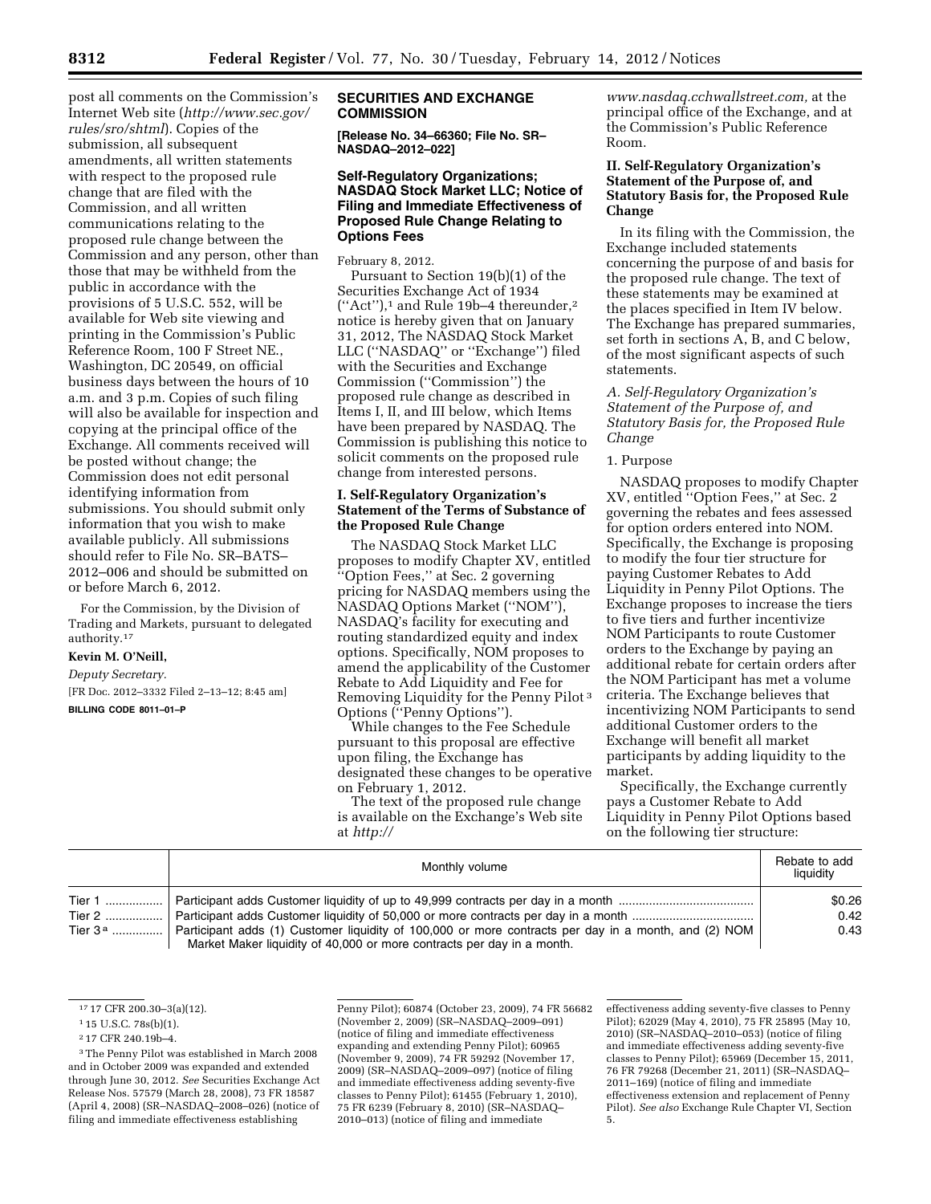post all comments on the Commission's Internet Web site (*http://www.sec.gov/rules/sro/shtml*). Copies of the submission, all subsequent amendments, all written statements with respect to the proposed rule change that are filed with the Commission, and all written communications relating to the proposed rule change between the Commission and any person, other than those that may be withheld from the public in accordance with the provisions of 5 U.S.C. 552, will be available for Web site viewing and printing in the Commission's Public Reference Room, 100 F Street NE., Washington, DC 20549, on official business days between the hours of 10 a.m. and 3 p.m. Copies of such filing will also be available for inspection and copying at the principal office of the Exchange. All comments received will be posted without change; the Commission does not edit personal identifying information from submissions. You should submit only information that you wish to make available publicly. All submissions should refer to File No. SR–BATS–2012–006 and should be submitted on or before March 6, 2012.

For the Commission, by the Division of Trading and Markets, pursuant to delegated authority.[17]

**Kevin M. O'Neill,**

*Deputy Secretary.*

[FR Doc. 2012–3332 Filed 2–13–12; 8:45 am]

**BILLING CODE 8011–01–P**

## SECURITIES AND EXCHANGE COMMISSION

**[Release No. 34–66360; File No. SR–NASDAQ–2012–022]**

## Self-Regulatory Organizations; NASDAQ Stock Market LLC; Notice of Filing and Immediate Effectiveness of Proposed Rule Change Relating to Options Fees

February 8, 2012.

Pursuant to Section 19(b)(1) of the Securities Exchange Act of 1934 ("Act"),[1] and Rule 19b–4 thereunder,[2] notice is hereby given that on January 31, 2012, The NASDAQ Stock Market LLC ("NASDAQ" or "Exchange") filed with the Securities and Exchange Commission ("Commission") the proposed rule change as described in Items I, II, and III below, which Items have been prepared by NASDAQ. The Commission is publishing this notice to solicit comments on the proposed rule change from interested persons.

### I. Self-Regulatory Organization's Statement of the Terms of Substance of the Proposed Rule Change

The NASDAQ Stock Market LLC proposes to modify Chapter XV, entitled "Option Fees," at Sec. 2 governing pricing for NASDAQ members using the NASDAQ Options Market ("NOM"), NASDAQ's facility for executing and routing standardized equity and index options. Specifically, NOM proposes to amend the applicability of the Customer Rebate to Add Liquidity and Fee for Removing Liquidity for the Penny Pilot[3] Options ("Penny Options").

While changes to the Fee Schedule pursuant to this proposal are effective upon filing, the Exchange has designated these changes to be operative on February 1, 2012.

The text of the proposed rule change is available on the Exchange's Web site at *http://www.nasdaq.cchwallstreet.com,* at the principal office of the Exchange, and at the Commission's Public Reference Room.

### II. Self-Regulatory Organization's Statement of the Purpose of, and Statutory Basis for, the Proposed Rule Change

In its filing with the Commission, the Exchange included statements concerning the purpose of and basis for the proposed rule change. The text of these statements may be examined at the places specified in Item IV below. The Exchange has prepared summaries, set forth in sections A, B, and C below, of the most significant aspects of such statements.

#### *A. Self-Regulatory Organization's Statement of the Purpose of, and Statutory Basis for, the Proposed Rule Change*

1. Purpose

NASDAQ proposes to modify Chapter XV, entitled "Option Fees," at Sec. 2 governing the rebates and fees assessed for option orders entered into NOM. Specifically, the Exchange is proposing to modify the four tier structure for paying Customer Rebates to Add Liquidity in Penny Pilot Options. The Exchange proposes to increase the tiers to five tiers and further incentivize NOM Participants to route Customer orders to the Exchange by paying an additional rebate for certain orders after the NOM Participant has met a volume criteria. The Exchange believes that incentivizing NOM Participants to send additional Customer orders to the Exchange will benefit all market participants by adding liquidity to the market.

Specifically, the Exchange currently pays a Customer Rebate to Add Liquidity in Penny Pilot Options based on the following tier structure:

| | Monthly volume | Rebate to add liquidity |
|---|---|---|
| Tier 1 | Participant adds Customer liquidity of up to 49,999 contracts per day in a month | $0.26 |
| Tier 2 | Participant adds Customer liquidity of 50,000 or more contracts per day in a month | 0.42 |
| Tier 3[a] | Participant adds (1) Customer liquidity of 100,000 or more contracts per day in a month, and (2) NOM Market Maker liquidity of 40,000 or more contracts per day in a month. | 0.43 |

[17] 17 CFR 200.30–3(a)(12).

[1] 15 U.S.C. 78s(b)(1).

[2] 17 CFR 240.19b–4.

[3] The Penny Pilot was established in March 2008 and in October 2009 was expanded and extended through June 30, 2012. *See* Securities Exchange Act Release Nos. 57579 (March 28, 2008), 73 FR 18587 (April 4, 2008) (SR–NASDAQ–2008–026) (notice of filing and immediate effectiveness establishing Penny Pilot); 60874 (October 23, 2009), 74 FR 56682 (November 2, 2009) (SR–NASDAQ–2009–091) (notice of filing and immediate effectiveness expanding and extending Penny Pilot); 60965 (November 9, 2009), 74 FR 59292 (November 17, 2009) (SR–NASDAQ–2009–097) (notice of filing and immediate effectiveness adding seventy-five classes to Penny Pilot); 61455 (February 1, 2010), 75 FR 6239 (February 8, 2010) (SR–NASDAQ–2010–013) (notice of filing and immediate effectiveness adding seventy-five classes to Penny Pilot); 62029 (May 4, 2010), 75 FR 25895 (May 10, 2010) (SR–NASDAQ–2010–053) (notice of filing and immediate effectiveness adding seventy-five classes to Penny Pilot); 65969 (December 15, 2011, 76 FR 79268 (December 21, 2011) (SR–NASDAQ–2011–169) (notice of filing and immediate effectiveness extension and replacement of Penny Pilot). *See also* Exchange Rule Chapter VI, Section 5.